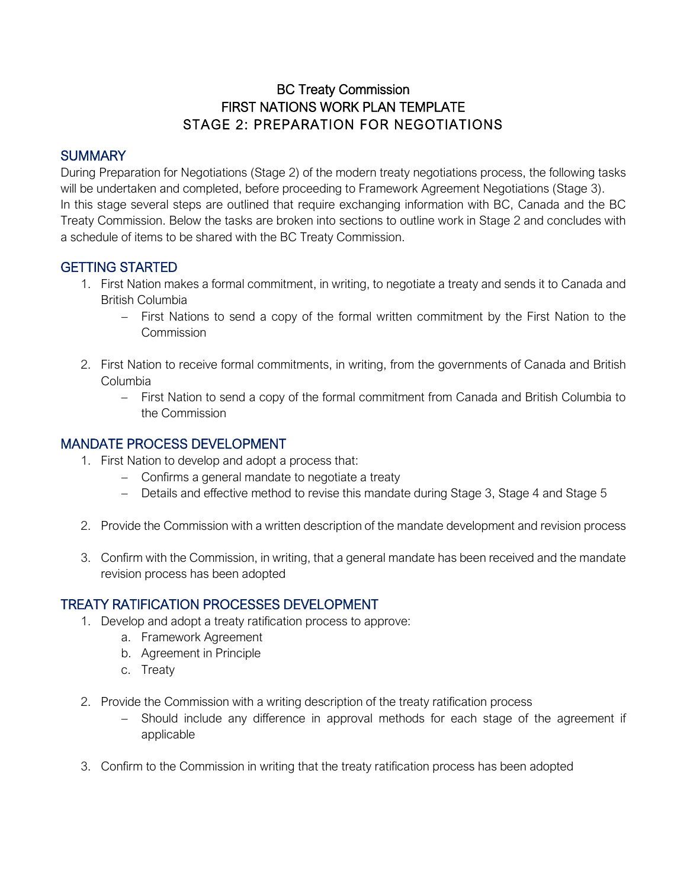# BC Treaty Commission
# FIRST NATIONS WORK PLAN TEMPLATE
# STAGE 2: PREPARATION FOR NEGOTIATIONS

## SUMMARY

During Preparation for Negotiations (Stage 2) of the modern treaty negotiations process, the following tasks will be undertaken and completed, before proceeding to Framework Agreement Negotiations (Stage 3).
In this stage several steps are outlined that require exchanging information with BC, Canada and the BC Treaty Commission. Below the tasks are broken into sections to outline work in Stage 2 and concludes with a schedule of items to be shared with the BC Treaty Commission.

## GETTING STARTED

1. First Nation makes a formal commitment, in writing, to negotiate a treaty and sends it to Canada and British Columbia
   - First Nations to send a copy of the formal written commitment by the First Nation to the Commission

2. First Nation to receive formal commitments, in writing, from the governments of Canada and British Columbia
   - First Nation to send a copy of the formal commitment from Canada and British Columbia to the Commission

## MANDATE PROCESS DEVELOPMENT

1. First Nation to develop and adopt a process that:
   - Confirms a general mandate to negotiate a treaty
   - Details and effective method to revise this mandate during Stage 3, Stage 4 and Stage 5

2. Provide the Commission with a written description of the mandate development and revision process

3. Confirm with the Commission, in writing, that a general mandate has been received and the mandate revision process has been adopted

## TREATY RATIFICATION PROCESSES DEVELOPMENT

1. Develop and adopt a treaty ratification process to approve:
   a. Framework Agreement
   b. Agreement in Principle
   c. Treaty

2. Provide the Commission with a writing description of the treaty ratification process
   - Should include any difference in approval methods for each stage of the agreement if applicable

3. Confirm to the Commission in writing that the treaty ratification process has been adopted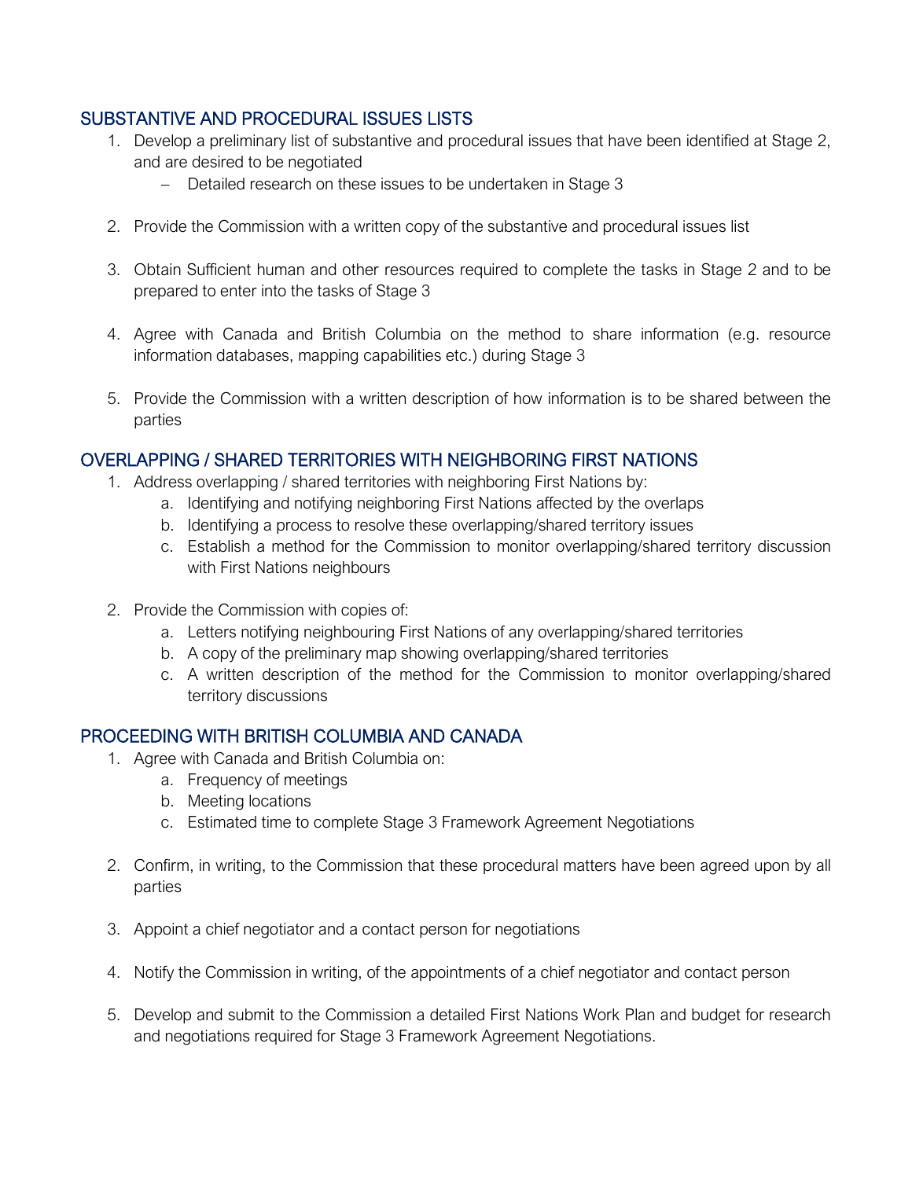## SUBSTANTIVE AND PROCEDURAL ISSUES LISTS

1. Develop a preliminary list of substantive and procedural issues that have been identified at Stage 2, and are desired to be negotiated
   - Detailed research on these issues to be undertaken in Stage 3

2. Provide the Commission with a written copy of the substantive and procedural issues list

3. Obtain Sufficient human and other resources required to complete the tasks in Stage 2 and to be prepared to enter into the tasks of Stage 3

4. Agree with Canada and British Columbia on the method to share information (e.g. resource information databases, mapping capabilities etc.) during Stage 3

5. Provide the Commission with a written description of how information is to be shared between the parties

## OVERLAPPING / SHARED TERRITORIES WITH NEIGHBORING FIRST NATIONS

1. Address overlapping / shared territories with neighboring First Nations by:
   a. Identifying and notifying neighboring First Nations affected by the overlaps
   b. Identifying a process to resolve these overlapping/shared territory issues
   c. Establish a method for the Commission to monitor overlapping/shared territory discussion with First Nations neighbours

2. Provide the Commission with copies of:
   a. Letters notifying neighbouring First Nations of any overlapping/shared territories
   b. A copy of the preliminary map showing overlapping/shared territories
   c. A written description of the method for the Commission to monitor overlapping/shared territory discussions

## PROCEEDING WITH BRITISH COLUMBIA AND CANADA

1. Agree with Canada and British Columbia on:
   a. Frequency of meetings
   b. Meeting locations
   c. Estimated time to complete Stage 3 Framework Agreement Negotiations

2. Confirm, in writing, to the Commission that these procedural matters have been agreed upon by all parties

3. Appoint a chief negotiator and a contact person for negotiations

4. Notify the Commission in writing, of the appointments of a chief negotiator and contact person

5. Develop and submit to the Commission a detailed First Nations Work Plan and budget for research and negotiations required for Stage 3 Framework Agreement Negotiations.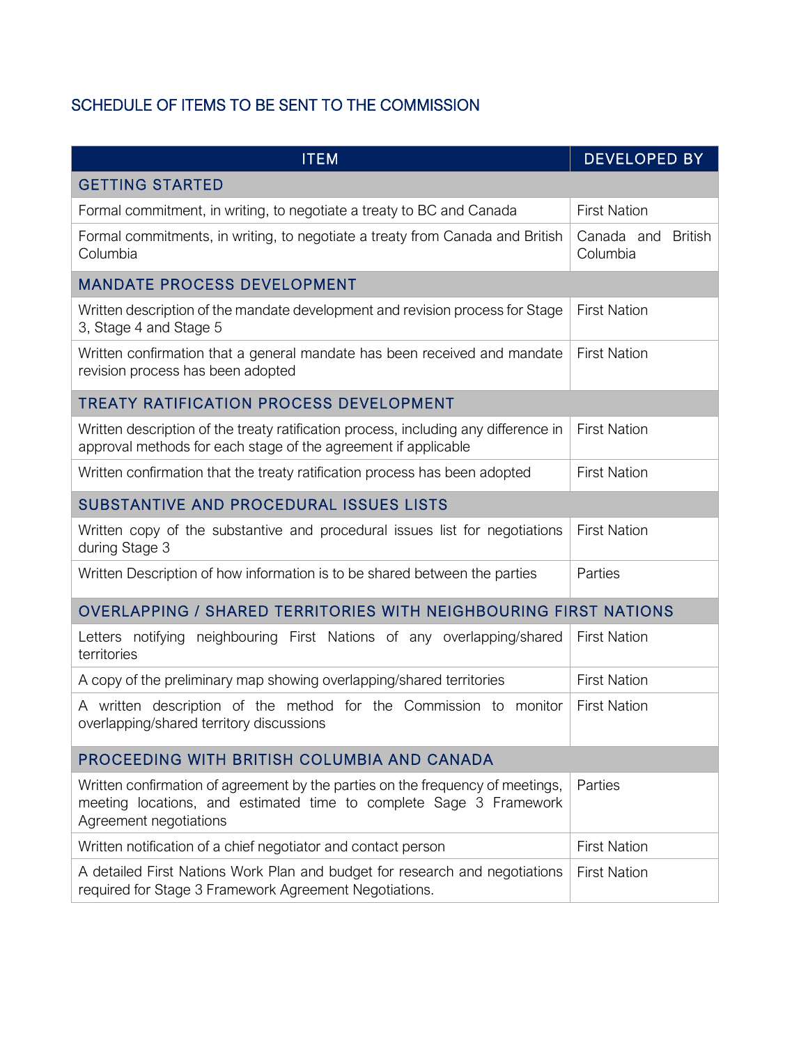## SCHEDULE OF ITEMS TO BE SENT TO THE COMMISSION

| ITEM | DEVELOPED BY |
|---|---|
| **GETTING STARTED** | |
| Formal commitment, in writing, to negotiate a treaty to BC and Canada | First Nation |
| Formal commitments, in writing, to negotiate a treaty from Canada and British Columbia | Canada and British Columbia |
| **MANDATE PROCESS DEVELOPMENT** | |
| Written description of the mandate development and revision process for Stage 3, Stage 4 and Stage 5 | First Nation |
| Written confirmation that a general mandate has been received and mandate revision process has been adopted | First Nation |
| **TREATY RATIFICATION PROCESS DEVELOPMENT** | |
| Written description of the treaty ratification process, including any difference in approval methods for each stage of the agreement if applicable | First Nation |
| Written confirmation that the treaty ratification process has been adopted | First Nation |
| **SUBSTANTIVE AND PROCEDURAL ISSUES LISTS** | |
| Written copy of the substantive and procedural issues list for negotiations during Stage 3 | First Nation |
| Written Description of how information is to be shared between the parties | Parties |
| **OVERLAPPING / SHARED TERRITORIES WITH NEIGHBOURING FIRST NATIONS** | |
| Letters notifying neighbouring First Nations of any overlapping/shared territories | First Nation |
| A copy of the preliminary map showing overlapping/shared territories | First Nation |
| A written description of the method for the Commission to monitor overlapping/shared territory discussions | First Nation |
| **PROCEEDING WITH BRITISH COLUMBIA AND CANADA** | |
| Written confirmation of agreement by the parties on the frequency of meetings, meeting locations, and estimated time to complete Sage 3 Framework Agreement negotiations | Parties |
| Written notification of a chief negotiator and contact person | First Nation |
| A detailed First Nations Work Plan and budget for research and negotiations required for Stage 3 Framework Agreement Negotiations. | First Nation |